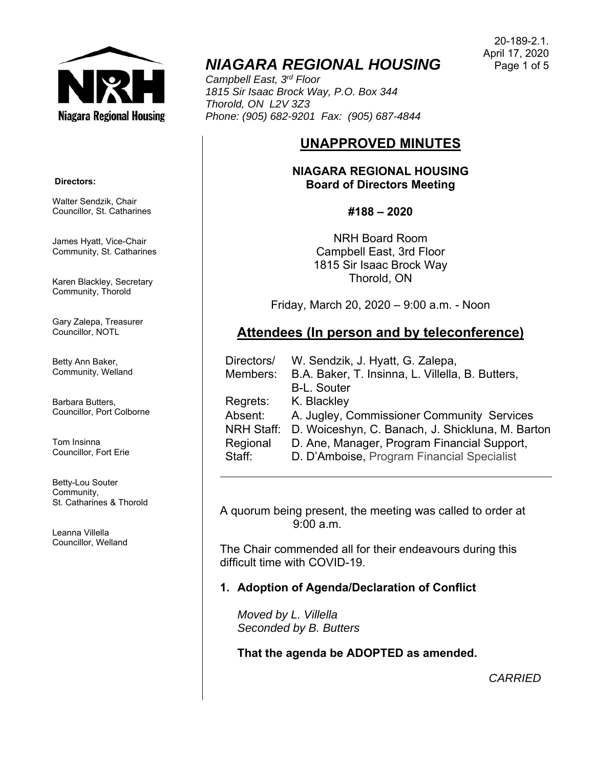20-189-2.1.
April 17, 2020

# NIAGARA REGIONAL HOUSING

*Campbell East, 3rd Floor*
*1815 Sir Isaac Brock Way, P.O. Box 344*
*Thorold, ON L2V 3Z3*
*Phone: (905) 682-9201 Fax: (905) 687-4844*

**Directors:**

Walter Sendzik, Chair
Councillor, St. Catharines

James Hyatt, Vice-Chair
Community, St. Catharines

Karen Blackley, Secretary
Community, Thorold

Gary Zalepa, Treasurer
Councillor, NOTL

Betty Ann Baker,
Community, Welland

Barbara Butters,
Councillor, Port Colborne

Tom Insinna
Councillor, Fort Erie

Betty-Lou Souter
Community,
St. Catharines & Thorold

Leanna Villella
Councillor, Welland

## UNAPPROVED MINUTES

**NIAGARA REGIONAL HOUSING**
**Board of Directors Meeting**

**#188 – 2020**

NRH Board Room
Campbell East, 3rd Floor
1815 Sir Isaac Brock Way
Thorold, ON

Friday, March 20, 2020 – 9:00 a.m. - Noon

## Attendees (In person and by teleconference)

| | |
|---|---|
| Directors/ Members: | W. Sendzik, J. Hyatt, G. Zalepa, B.A. Baker, T. Insinna, L. Villella, B. Butters, B-L. Souter |
| Regrets: | K. Blackley |
| Absent: | A. Jugley, Commissioner Community Services |
| NRH Staff: | D. Woiceshyn, C. Banach, J. Shickluna, M. Barton |
| Regional Staff: | D. Ane, Manager, Program Financial Support, D. D'Amboise, Program Financial Specialist |

A quorum being present, the meeting was called to order at 9:00 a.m.

The Chair commended all for their endeavours during this difficult time with COVID-19.

### 1. Adoption of Agenda/Declaration of Conflict

*Moved by L. Villella*
*Seconded by B. Butters*

**That the agenda be ADOPTED as amended.**

*CARRIED*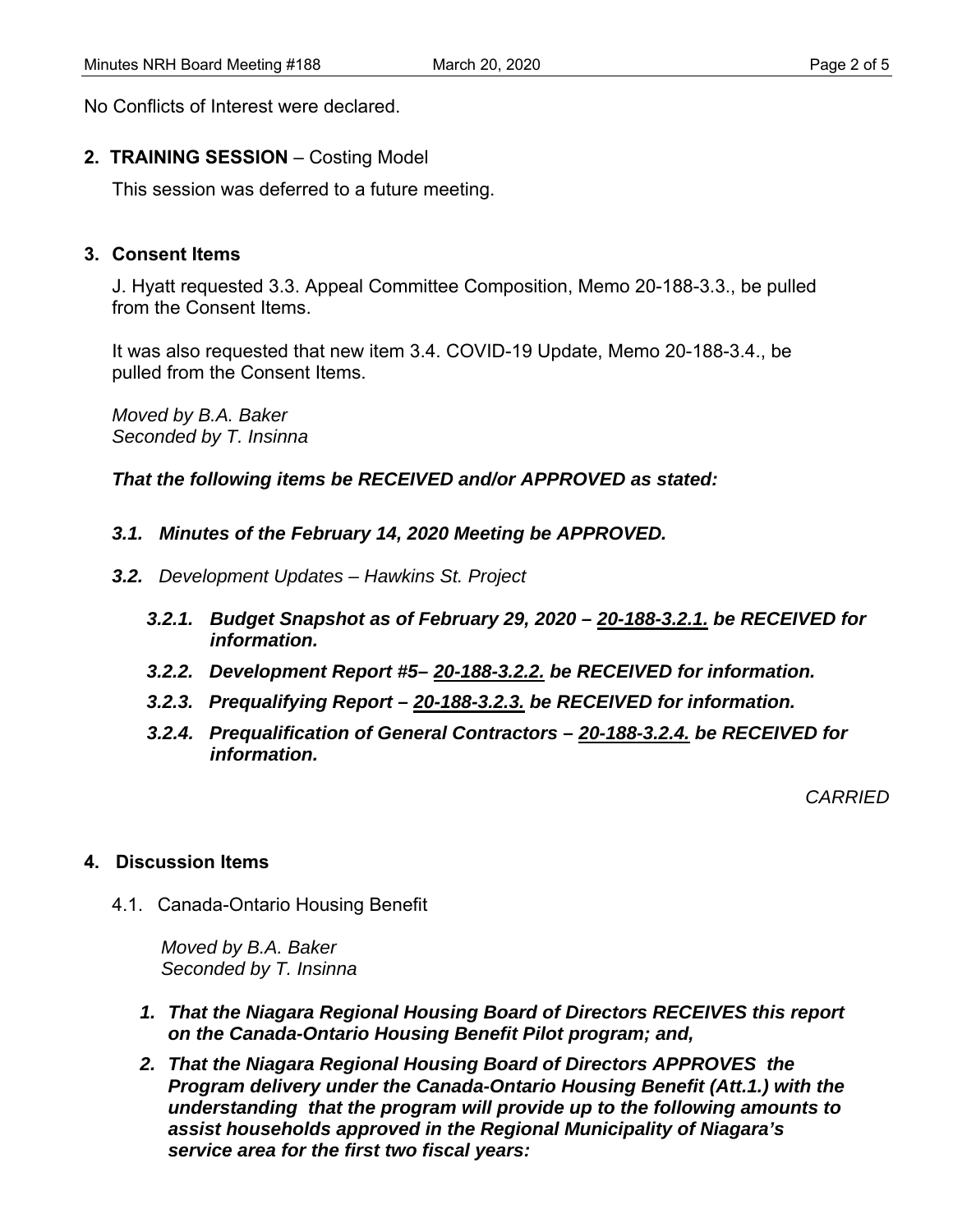No Conflicts of Interest were declared.

**2. TRAINING SESSION** – Costing Model

This session was deferred to a future meeting.

**3. Consent Items**

J. Hyatt requested 3.3. Appeal Committee Composition, Memo 20-188-3.3., be pulled from the Consent Items.

It was also requested that new item 3.4. COVID-19 Update, Memo 20-188-3.4., be pulled from the Consent Items.

*Moved by B.A. Baker*
*Seconded by T. Insinna*

***That the following items be RECEIVED and/or APPROVED as stated:***

***3.1. Minutes of the February 14, 2020 Meeting be APPROVED.***

***3.2.*** *Development Updates – Hawkins St. Project*

***3.2.1. Budget Snapshot as of February 29, 2020 – 20-188-3.2.1. be RECEIVED for information.***

***3.2.2. Development Report #5– 20-188-3.2.2. be RECEIVED for information.***

***3.2.3. Prequalifying Report – 20-188-3.2.3. be RECEIVED for information.***

***3.2.4. Prequalification of General Contractors – 20-188-3.2.4. be RECEIVED for information.***

*CARRIED*

**4. Discussion Items**

4.1. Canada-Ontario Housing Benefit

*Moved by B.A. Baker*
*Seconded by T. Insinna*

1. ***That the Niagara Regional Housing Board of Directors RECEIVES this report on the Canada-Ontario Housing Benefit Pilot program; and,***
2. ***That the Niagara Regional Housing Board of Directors APPROVES the Program delivery under the Canada-Ontario Housing Benefit (Att.1.) with the understanding that the program will provide up to the following amounts to assist households approved in the Regional Municipality of Niagara's service area for the first two fiscal years:***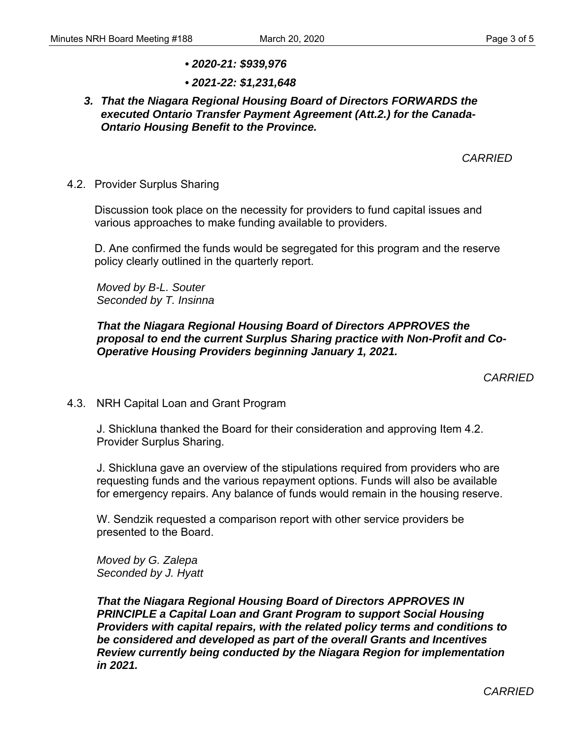- ***2020-21: $939,976***
- ***2021-22: $1,231,648***

3. ***That the Niagara Regional Housing Board of Directors FORWARDS the executed Ontario Transfer Payment Agreement (Att.2.) for the Canada-Ontario Housing Benefit to the Province.***

*CARRIED*

4.2. Provider Surplus Sharing

Discussion took place on the necessity for providers to fund capital issues and various approaches to make funding available to providers.

D. Ane confirmed the funds would be segregated for this program and the reserve policy clearly outlined in the quarterly report.

*Moved by B-L. Souter*
*Seconded by T. Insinna*

***That the Niagara Regional Housing Board of Directors APPROVES the proposal to end the current Surplus Sharing practice with Non-Profit and Co-Operative Housing Providers beginning January 1, 2021.***

*CARRIED*

4.3. NRH Capital Loan and Grant Program

J. Shickluna thanked the Board for their consideration and approving Item 4.2. Provider Surplus Sharing.

J. Shickluna gave an overview of the stipulations required from providers who are requesting funds and the various repayment options. Funds will also be available for emergency repairs. Any balance of funds would remain in the housing reserve.

W. Sendzik requested a comparison report with other service providers be presented to the Board.

*Moved by G. Zalepa*
*Seconded by J. Hyatt*

***That the Niagara Regional Housing Board of Directors APPROVES IN PRINCIPLE a Capital Loan and Grant Program to support Social Housing Providers with capital repairs, with the related policy terms and conditions to be considered and developed as part of the overall Grants and Incentives Review currently being conducted by the Niagara Region for implementation in 2021.***

*CARRIED*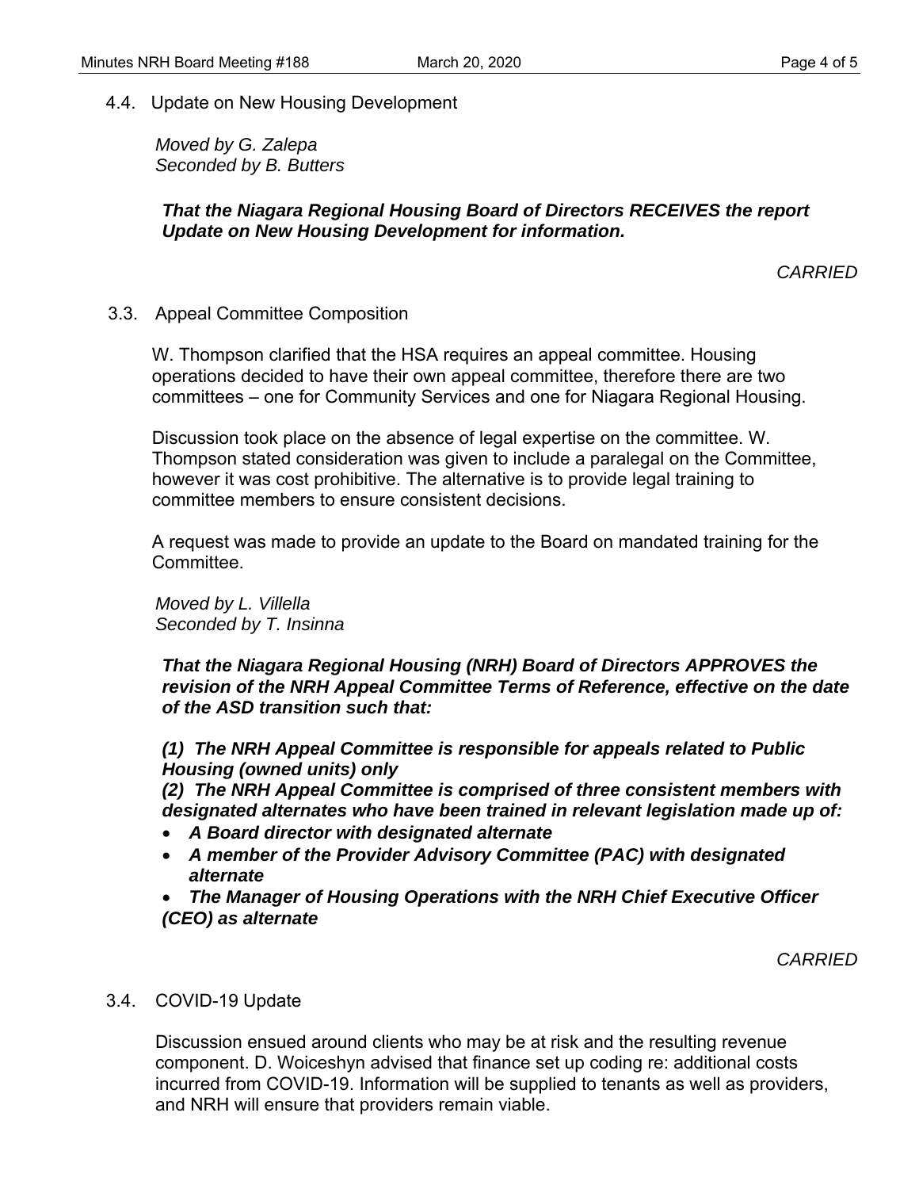### 4.4. Update on New Housing Development

*Moved by G. Zalepa*
*Seconded by B. Butters*

***That the Niagara Regional Housing Board of Directors RECEIVES the report Update on New Housing Development for information.***

*CARRIED*

### 3.3. Appeal Committee Composition

W. Thompson clarified that the HSA requires an appeal committee. Housing operations decided to have their own appeal committee, therefore there are two committees – one for Community Services and one for Niagara Regional Housing.

Discussion took place on the absence of legal expertise on the committee. W. Thompson stated consideration was given to include a paralegal on the Committee, however it was cost prohibitive. The alternative is to provide legal training to committee members to ensure consistent decisions.

A request was made to provide an update to the Board on mandated training for the Committee.

*Moved by L. Villella*
*Seconded by T. Insinna*

***That the Niagara Regional Housing (NRH) Board of Directors APPROVES the revision of the NRH Appeal Committee Terms of Reference, effective on the date of the ASD transition such that:***

***(1) The NRH Appeal Committee is responsible for appeals related to Public Housing (owned units) only***
***(2) The NRH Appeal Committee is comprised of three consistent members with designated alternates who have been trained in relevant legislation made up of:***

- ***A Board director with designated alternate***
- ***A member of the Provider Advisory Committee (PAC) with designated alternate***
- ***The Manager of Housing Operations with the NRH Chief Executive Officer (CEO) as alternate***

*CARRIED*

### 3.4. COVID-19 Update

Discussion ensued around clients who may be at risk and the resulting revenue component. D. Woiceshyn advised that finance set up coding re: additional costs incurred from COVID-19. Information will be supplied to tenants as well as providers, and NRH will ensure that providers remain viable.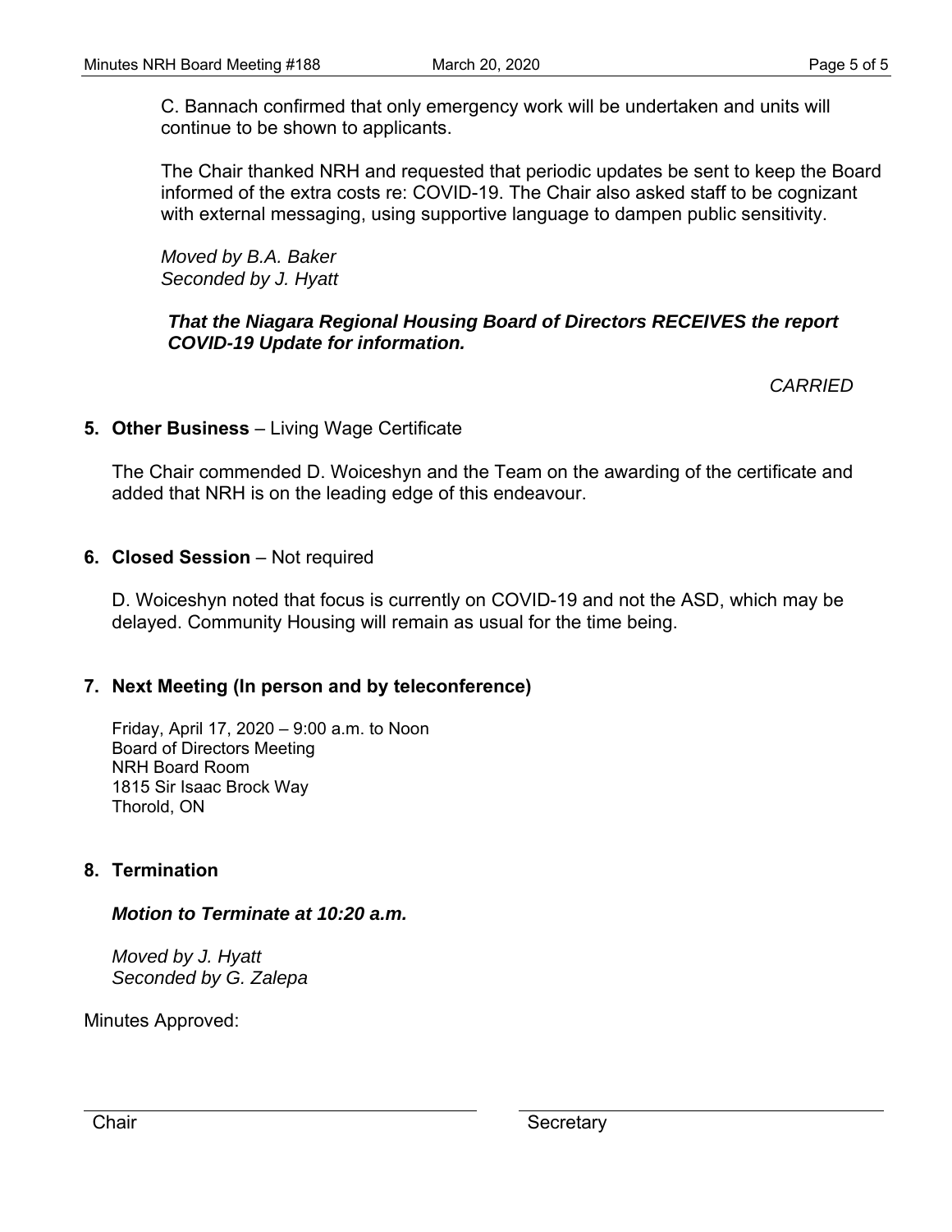C. Bannach confirmed that only emergency work will be undertaken and units will continue to be shown to applicants.

The Chair thanked NRH and requested that periodic updates be sent to keep the Board informed of the extra costs re: COVID-19. The Chair also asked staff to be cognizant with external messaging, using supportive language to dampen public sensitivity.

*Moved by B.A. Baker*
*Seconded by J. Hyatt*

***That the Niagara Regional Housing Board of Directors RECEIVES the report COVID-19 Update for information.***

*CARRIED*

**5. Other Business** – Living Wage Certificate

The Chair commended D. Woiceshyn and the Team on the awarding of the certificate and added that NRH is on the leading edge of this endeavour.

**6. Closed Session** – Not required

D. Woiceshyn noted that focus is currently on COVID-19 and not the ASD, which may be delayed. Community Housing will remain as usual for the time being.

**7. Next Meeting (In person and by teleconference)**

Friday, April 17, 2020 – 9:00 a.m. to Noon
Board of Directors Meeting
NRH Board Room
1815 Sir Isaac Brock Way
Thorold, ON

**8. Termination**

***Motion to Terminate at 10:20 a.m.***

*Moved by J. Hyatt*
*Seconded by G. Zalepa*

Minutes Approved:

Chair

Secretary